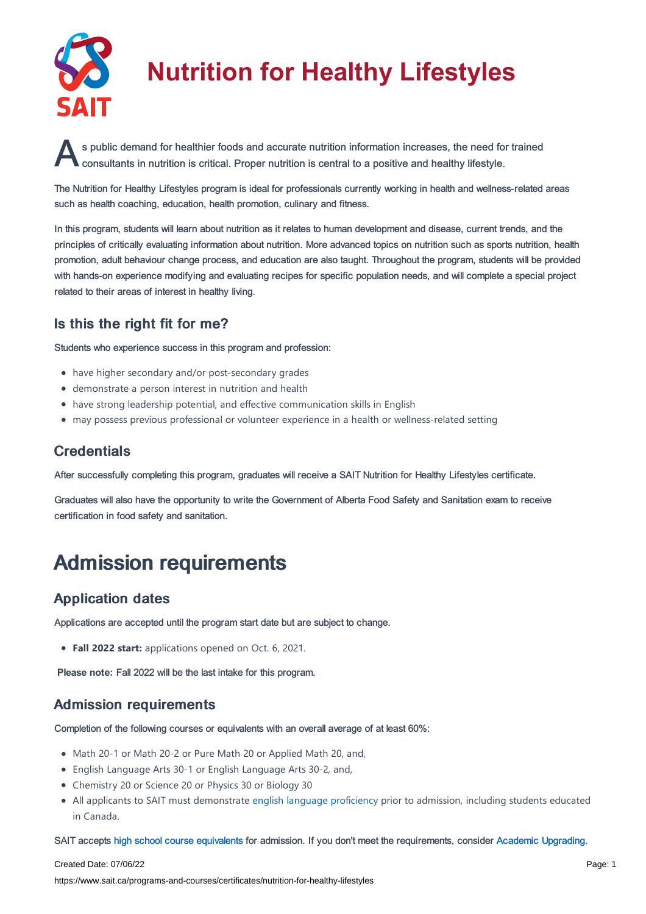# Nutrition for Healthy Lifestyles

As public demand for healthier foods and accurate nutrition information increases, the need for trained consultants in nutrition is critical. Proper nutrition is central to a positive and healthy lifestyle.

The Nutrition for Healthy Lifestyles program is ideal for professionals currently working in health and wellness-related areas such as health coaching, education, health promotion, culinary and fitness.

In this program, students will learn about nutrition as it relates to human development and disease, current trends, and the principles of critically evaluating information about nutrition. More advanced topics on nutrition such as sports nutrition, health promotion, adult behaviour change process, and education are also taught. Throughout the program, students will be provided with hands-on experience modifying and evaluating recipes for specific population needs, and will complete a special project related to their areas of interest in healthy living.

### Is this the right fit for me?

Students who experience success in this program and profession:

- have higher secondary and/or post-secondary grades
- demonstrate a person interest in nutrition and health
- have strong leadership potential, and effective communication skills in English
- may possess previous professional or volunteer experience in a health or wellness-related setting

### Credentials

After successfully completing this program, graduates will receive a SAIT Nutrition for Healthy Lifestyles certificate.

Graduates will also have the opportunity to write the Government of Alberta Food Safety and Sanitation exam to receive certification in food safety and sanitation.

## Admission requirements

### Application dates

Applications are accepted until the program start date but are subject to change.

- **Fall 2022 start:** applications opened on Oct. 6, 2021.

**Please note:** Fall 2022 will be the last intake for this program.

### Admission requirements

Completion of the following courses or equivalents with an overall average of at least 60%:

- Math 20-1 or Math 20-2 or Pure Math 20 or Applied Math 20, and,
- English Language Arts 30-1 or English Language Arts 30-2, and,
- Chemistry 20 or Science 20 or Physics 30 or Biology 30
- All applicants to SAIT must demonstrate english language proficiency prior to admission, including students educated in Canada.

SAIT accepts high school course equivalents for admission. If you don't meet the requirements, consider Academic Upgrading.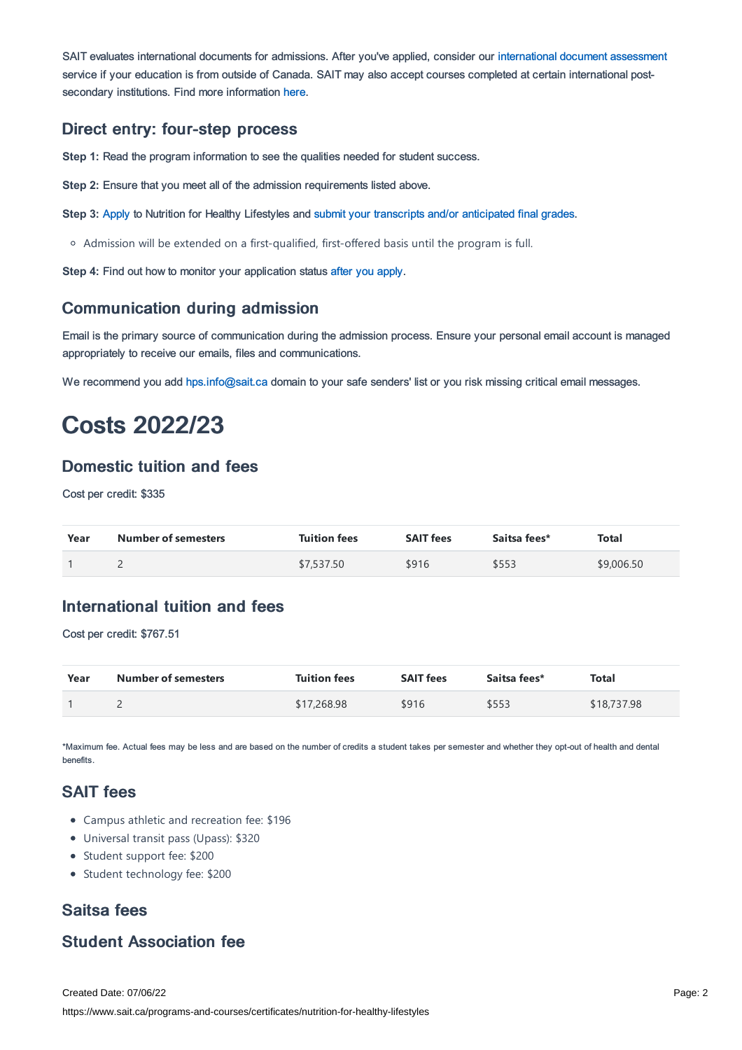SAIT evaluates international documents for admissions. After you've applied, consider our international document assessment service if your education is from outside of Canada. SAIT may also accept courses completed at certain international post-secondary institutions. Find more information here.

### Direct entry: four-step process

**Step 1:** Read the program information to see the qualities needed for student success.

**Step 2:** Ensure that you meet all of the admission requirements listed above.

**Step 3:** Apply to Nutrition for Healthy Lifestyles and submit your transcripts and/or anticipated final grades.

- Admission will be extended on a first-qualified, first-offered basis until the program is full.

**Step 4:** Find out how to monitor your application status after you apply.

### Communication during admission

Email is the primary source of communication during the admission process. Ensure your personal email account is managed appropriately to receive our emails, files and communications.

We recommend you add hps.info@sait.ca domain to your safe senders' list or you risk missing critical email messages.

# Costs 2022/23

### Domestic tuition and fees

Cost per credit: $335

| Year | Number of semesters | Tuition fees | SAIT fees | Saitsa fees* | Total |
|---|---|---|---|---|---|
| 1 | 2 | $7,537.50 | $916 | $553 | $9,006.50 |

### International tuition and fees

Cost per credit: $767.51

| Year | Number of semesters | Tuition fees | SAIT fees | Saitsa fees* | Total |
|---|---|---|---|---|---|
| 1 | 2 | $17,268.98 | $916 | $553 | $18,737.98 |

*Maximum fee. Actual fees may be less and are based on the number of credits a student takes per semester and whether they opt-out of health and dental benefits.

### SAIT fees

- Campus athletic and recreation fee: $196
- Universal transit pass (Upass): $320
- Student support fee: $200
- Student technology fee: $200

### Saitsa fees

### Student Association fee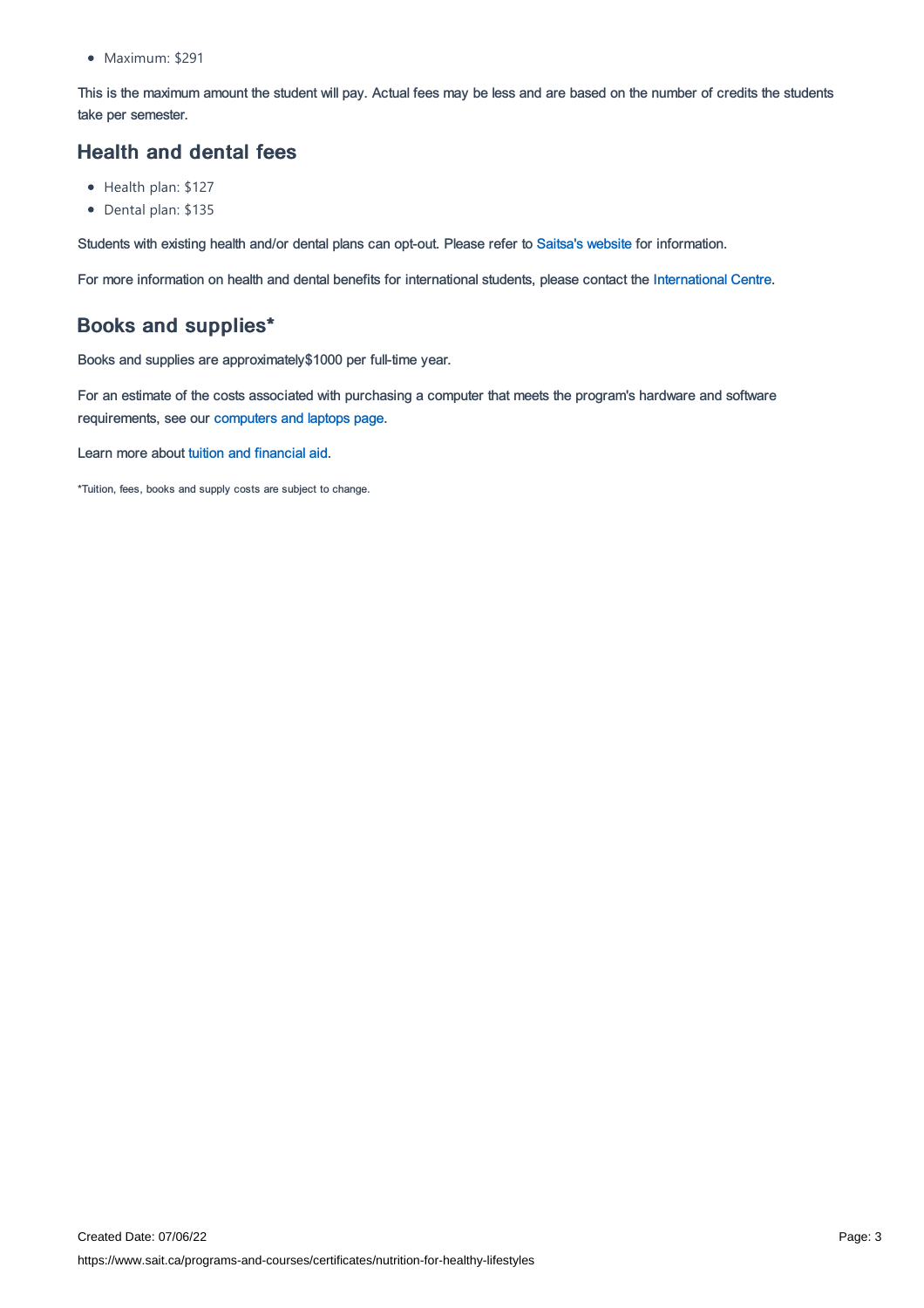- Maximum: $291

This is the maximum amount the student will pay. Actual fees may be less and are based on the number of credits the students take per semester.

## Health and dental fees

- Health plan: $127
- Dental plan: $135

Students with existing health and/or dental plans can opt-out. Please refer to Saitsa's website for information.

For more information on health and dental benefits for international students, please contact the International Centre.

## Books and supplies*

Books and supplies are approximately$1000 per full-time year.

For an estimate of the costs associated with purchasing a computer that meets the program's hardware and software requirements, see our computers and laptops page.

Learn more about tuition and financial aid.

*Tuition, fees, books and supply costs are subject to change.